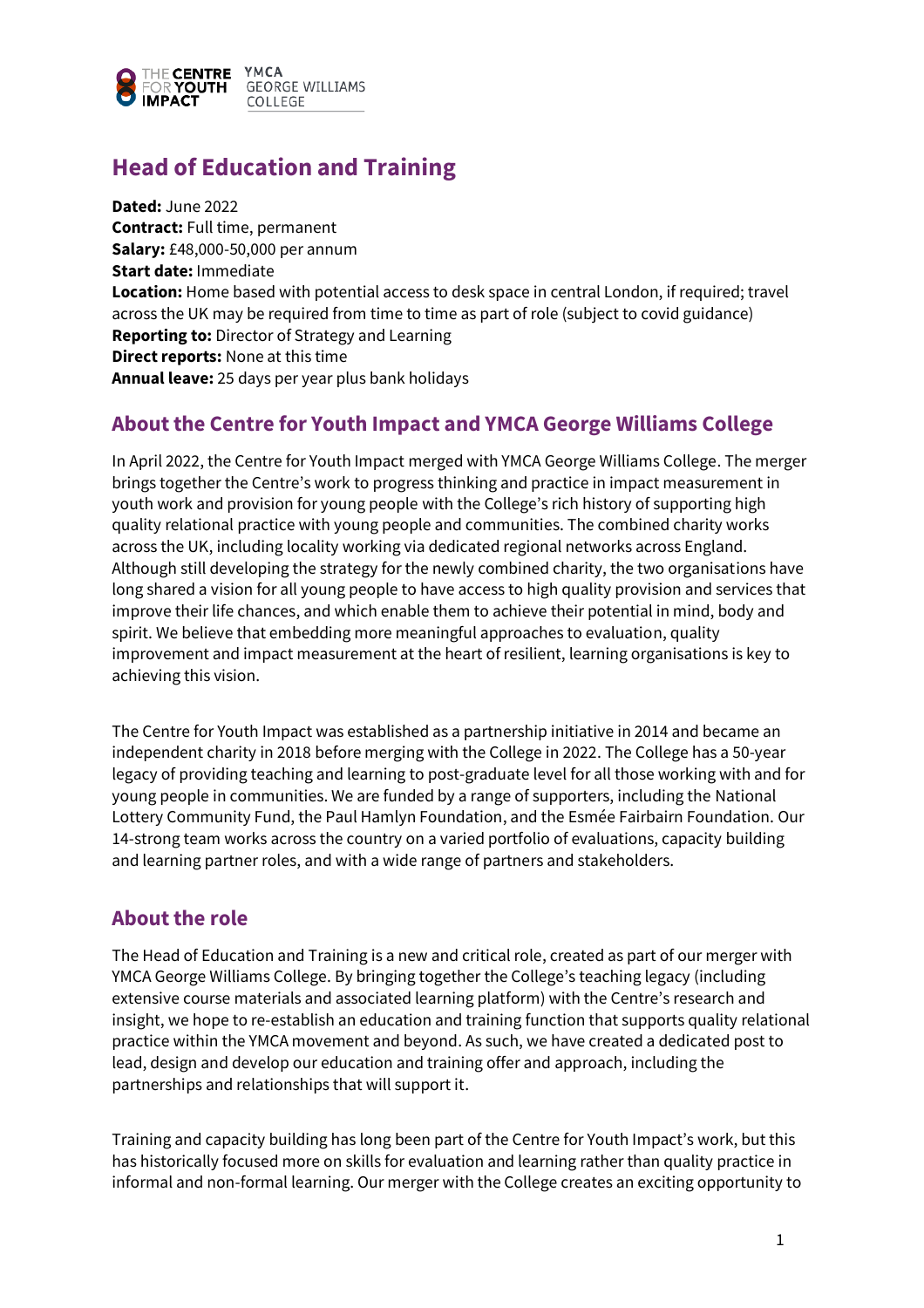# Head of Education and Training

**Dated:** June 2022
**Contract:** Full time, permanent
**Salary:** £48,000-50,000 per annum
**Start date:** Immediate
**Location:** Home based with potential access to desk space in central London, if required; travel across the UK may be required from time to time as part of role (subject to covid guidance)
**Reporting to:** Director of Strategy and Learning
**Direct reports:** None at this time
**Annual leave:** 25 days per year plus bank holidays

## About the Centre for Youth Impact and YMCA George Williams College

In April 2022, the Centre for Youth Impact merged with YMCA George Williams College. The merger brings together the Centre's work to progress thinking and practice in impact measurement in youth work and provision for young people with the College's rich history of supporting high quality relational practice with young people and communities. The combined charity works across the UK, including locality working via dedicated regional networks across England. Although still developing the strategy for the newly combined charity, the two organisations have long shared a vision for all young people to have access to high quality provision and services that improve their life chances, and which enable them to achieve their potential in mind, body and spirit. We believe that embedding more meaningful approaches to evaluation, quality improvement and impact measurement at the heart of resilient, learning organisations is key to achieving this vision.

The Centre for Youth Impact was established as a partnership initiative in 2014 and became an independent charity in 2018 before merging with the College in 2022. The College has a 50-year legacy of providing teaching and learning to post-graduate level for all those working with and for young people in communities. We are funded by a range of supporters, including the National Lottery Community Fund, the Paul Hamlyn Foundation, and the Esmée Fairbairn Foundation. Our 14-strong team works across the country on a varied portfolio of evaluations, capacity building and learning partner roles, and with a wide range of partners and stakeholders.

## About the role

The Head of Education and Training is a new and critical role, created as part of our merger with YMCA George Williams College. By bringing together the College's teaching legacy (including extensive course materials and associated learning platform) with the Centre's research and insight, we hope to re-establish an education and training function that supports quality relational practice within the YMCA movement and beyond. As such, we have created a dedicated post to lead, design and develop our education and training offer and approach, including the partnerships and relationships that will support it.

Training and capacity building has long been part of the Centre for Youth Impact's work, but this has historically focused more on skills for evaluation and learning rather than quality practice in informal and non-formal learning. Our merger with the College creates an exciting opportunity to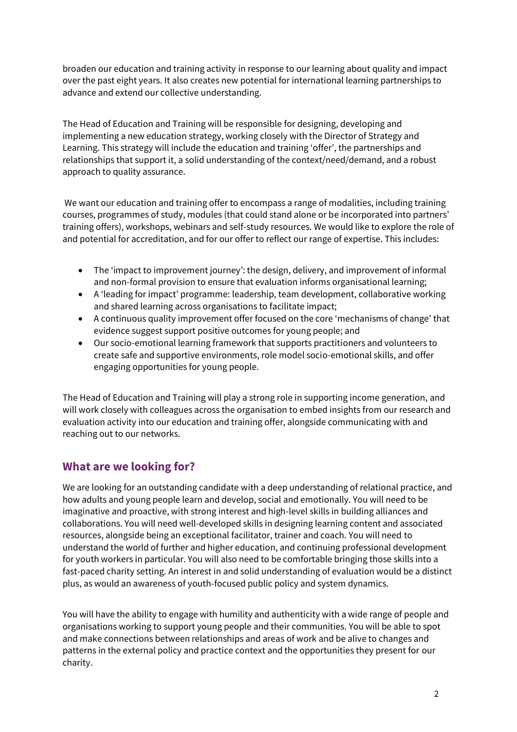broaden our education and training activity in response to our learning about quality and impact over the past eight years. It also creates new potential for international learning partnerships to advance and extend our collective understanding.

The Head of Education and Training will be responsible for designing, developing and implementing a new education strategy, working closely with the Director of Strategy and Learning. This strategy will include the education and training 'offer', the partnerships and relationships that support it, a solid understanding of the context/need/demand, and a robust approach to quality assurance.

We want our education and training offer to encompass a range of modalities, including training courses, programmes of study, modules (that could stand alone or be incorporated into partners' training offers), workshops, webinars and self-study resources. We would like to explore the role of and potential for accreditation, and for our offer to reflect our range of expertise. This includes:

- The 'impact to improvement journey': the design, delivery, and improvement of informal and non-formal provision to ensure that evaluation informs organisational learning;
- A 'leading for impact' programme: leadership, team development, collaborative working and shared learning across organisations to facilitate impact;
- A continuous quality improvement offer focused on the core 'mechanisms of change' that evidence suggest support positive outcomes for young people; and
- Our socio-emotional learning framework that supports practitioners and volunteers to create safe and supportive environments, role model socio-emotional skills, and offer engaging opportunities for young people.

The Head of Education and Training will play a strong role in supporting income generation, and will work closely with colleagues across the organisation to embed insights from our research and evaluation activity into our education and training offer, alongside communicating with and reaching out to our networks.

## What are we looking for?

We are looking for an outstanding candidate with a deep understanding of relational practice, and how adults and young people learn and develop, social and emotionally. You will need to be imaginative and proactive, with strong interest and high-level skills in building alliances and collaborations. You will need well-developed skills in designing learning content and associated resources, alongside being an exceptional facilitator, trainer and coach. You will need to understand the world of further and higher education, and continuing professional development for youth workers in particular. You will also need to be comfortable bringing those skills into a fast-paced charity setting. An interest in and solid understanding of evaluation would be a distinct plus, as would an awareness of youth-focused public policy and system dynamics.

You will have the ability to engage with humility and authenticity with a wide range of people and organisations working to support young people and their communities. You will be able to spot and make connections between relationships and areas of work and be alive to changes and patterns in the external policy and practice context and the opportunities they present for our charity.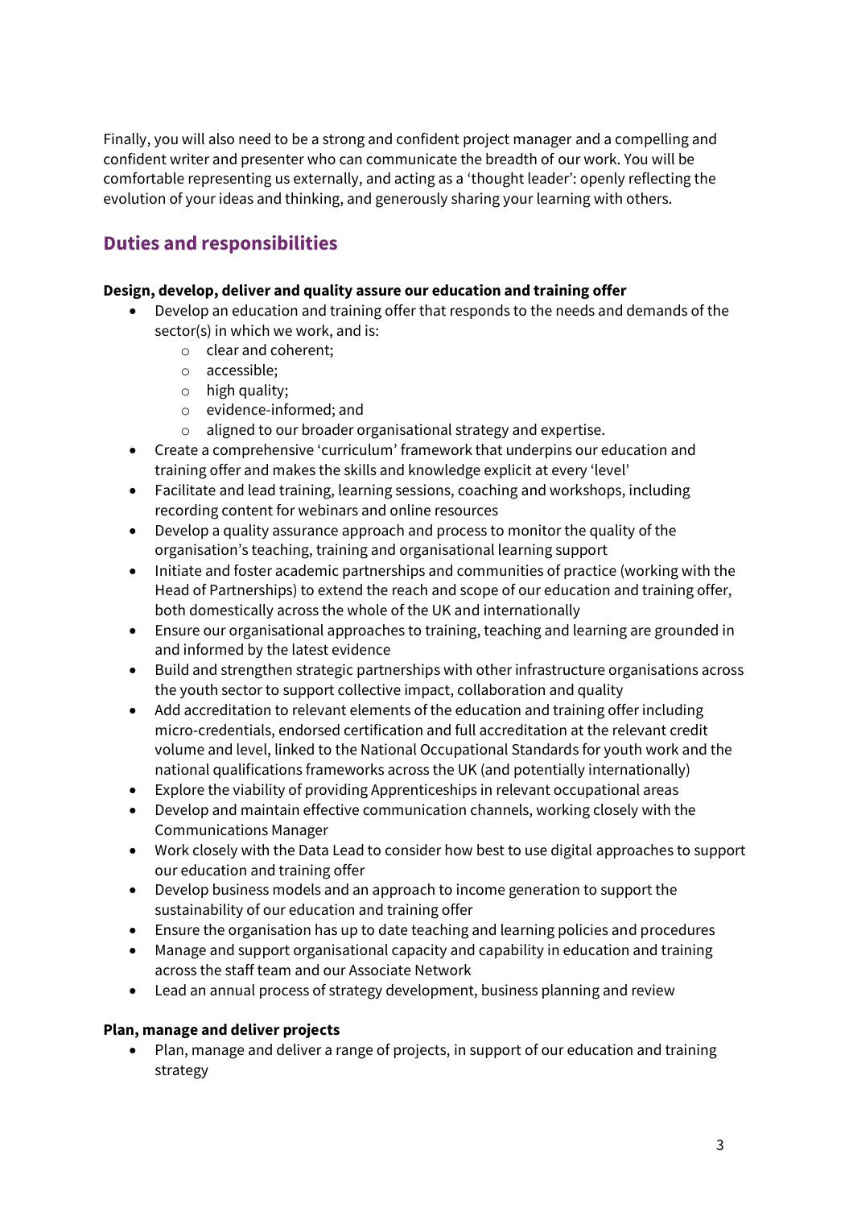Finally, you will also need to be a strong and confident project manager and a compelling and confident writer and presenter who can communicate the breadth of our work. You will be comfortable representing us externally, and acting as a 'thought leader': openly reflecting the evolution of your ideas and thinking, and generously sharing your learning with others.

## Duties and responsibilities

**Design, develop, deliver and quality assure our education and training offer**

- Develop an education and training offer that responds to the needs and demands of the sector(s) in which we work, and is:
  - clear and coherent;
  - accessible;
  - high quality;
  - evidence-informed; and
  - aligned to our broader organisational strategy and expertise.
- Create a comprehensive 'curriculum' framework that underpins our education and training offer and makes the skills and knowledge explicit at every 'level'
- Facilitate and lead training, learning sessions, coaching and workshops, including recording content for webinars and online resources
- Develop a quality assurance approach and process to monitor the quality of the organisation's teaching, training and organisational learning support
- Initiate and foster academic partnerships and communities of practice (working with the Head of Partnerships) to extend the reach and scope of our education and training offer, both domestically across the whole of the UK and internationally
- Ensure our organisational approaches to training, teaching and learning are grounded in and informed by the latest evidence
- Build and strengthen strategic partnerships with other infrastructure organisations across the youth sector to support collective impact, collaboration and quality
- Add accreditation to relevant elements of the education and training offer including micro-credentials, endorsed certification and full accreditation at the relevant credit volume and level, linked to the National Occupational Standards for youth work and the national qualifications frameworks across the UK (and potentially internationally)
- Explore the viability of providing Apprenticeships in relevant occupational areas
- Develop and maintain effective communication channels, working closely with the Communications Manager
- Work closely with the Data Lead to consider how best to use digital approaches to support our education and training offer
- Develop business models and an approach to income generation to support the sustainability of our education and training offer
- Ensure the organisation has up to date teaching and learning policies and procedures
- Manage and support organisational capacity and capability in education and training across the staff team and our Associate Network
- Lead an annual process of strategy development, business planning and review

**Plan, manage and deliver projects**

- Plan, manage and deliver a range of projects, in support of our education and training strategy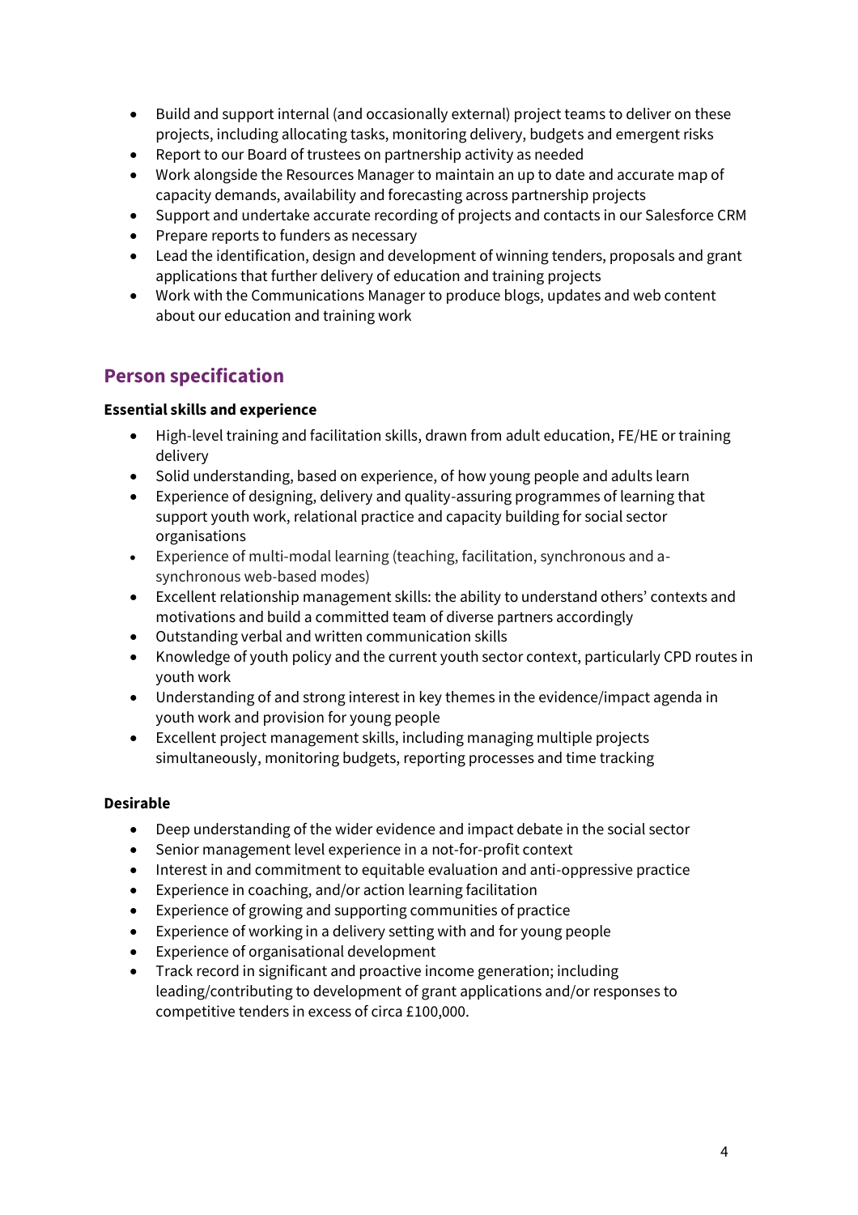- Build and support internal (and occasionally external) project teams to deliver on these projects, including allocating tasks, monitoring delivery, budgets and emergent risks
- Report to our Board of trustees on partnership activity as needed
- Work alongside the Resources Manager to maintain an up to date and accurate map of capacity demands, availability and forecasting across partnership projects
- Support and undertake accurate recording of projects and contacts in our Salesforce CRM
- Prepare reports to funders as necessary
- Lead the identification, design and development of winning tenders, proposals and grant applications that further delivery of education and training projects
- Work with the Communications Manager to produce blogs, updates and web content about our education and training work

## Person specification

**Essential skills and experience**

- High-level training and facilitation skills, drawn from adult education, FE/HE or training delivery
- Solid understanding, based on experience, of how young people and adults learn
- Experience of designing, delivery and quality-assuring programmes of learning that support youth work, relational practice and capacity building for social sector organisations
- Experience of multi-modal learning (teaching, facilitation, synchronous and a-synchronous web-based modes)
- Excellent relationship management skills: the ability to understand others' contexts and motivations and build a committed team of diverse partners accordingly
- Outstanding verbal and written communication skills
- Knowledge of youth policy and the current youth sector context, particularly CPD routes in youth work
- Understanding of and strong interest in key themes in the evidence/impact agenda in youth work and provision for young people
- Excellent project management skills, including managing multiple projects simultaneously, monitoring budgets, reporting processes and time tracking

**Desirable**

- Deep understanding of the wider evidence and impact debate in the social sector
- Senior management level experience in a not-for-profit context
- Interest in and commitment to equitable evaluation and anti-oppressive practice
- Experience in coaching, and/or action learning facilitation
- Experience of growing and supporting communities of practice
- Experience of working in a delivery setting with and for young people
- Experience of organisational development
- Track record in significant and proactive income generation; including leading/contributing to development of grant applications and/or responses to competitive tenders in excess of circa £100,000.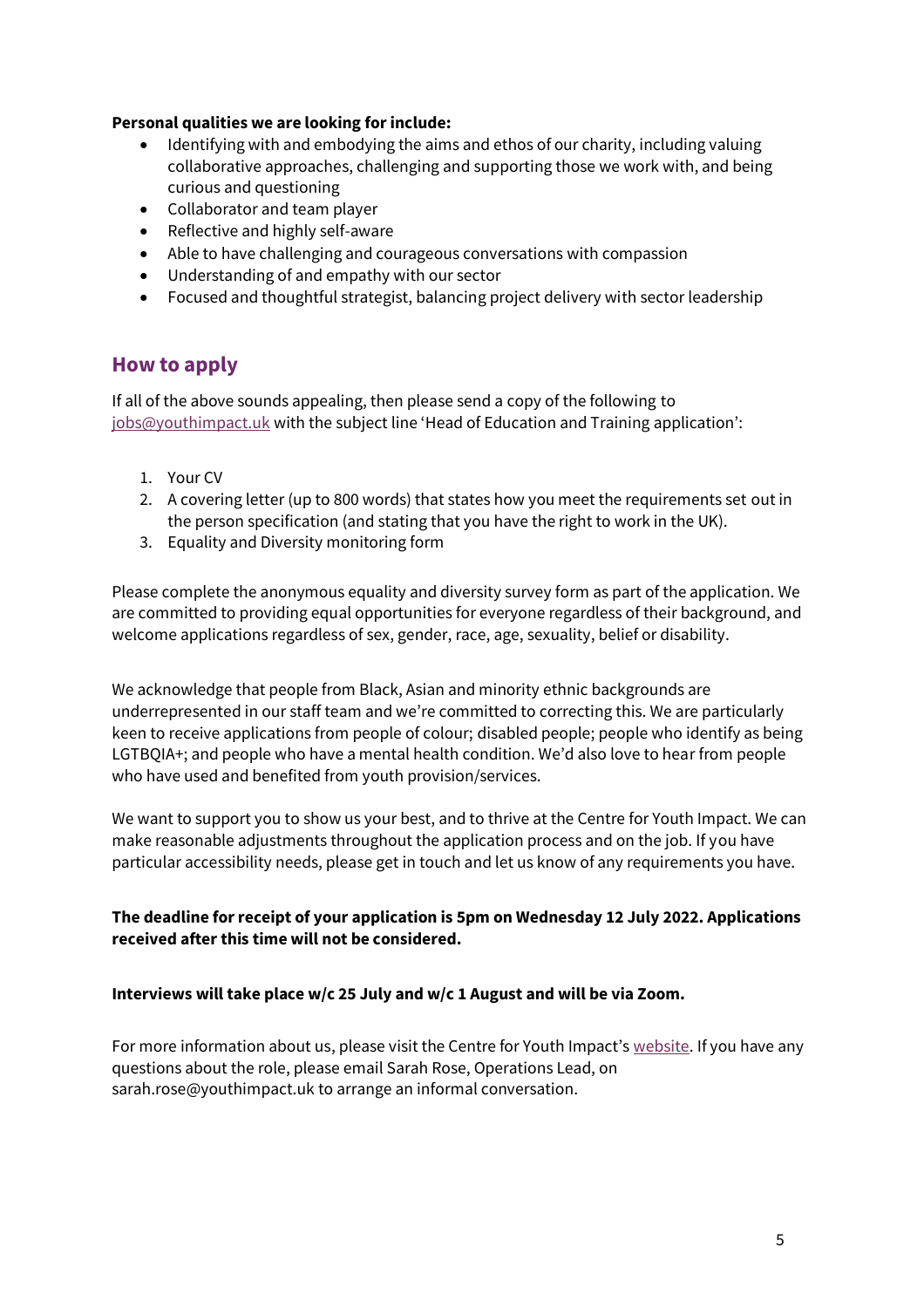**Personal qualities we are looking for include:**

- Identifying with and embodying the aims and ethos of our charity, including valuing collaborative approaches, challenging and supporting those we work with, and being curious and questioning
- Collaborator and team player
- Reflective and highly self-aware
- Able to have challenging and courageous conversations with compassion
- Understanding of and empathy with our sector
- Focused and thoughtful strategist, balancing project delivery with sector leadership

## How to apply

If all of the above sounds appealing, then please send a copy of the following to [jobs@youthimpact.uk](mailto:jobs@youthimpact.uk) with the subject line 'Head of Education and Training application':

1. Your CV
2. A covering letter (up to 800 words) that states how you meet the requirements set out in the person specification (and stating that you have the right to work in the UK).
3. Equality and Diversity monitoring form

Please complete the anonymous equality and diversity survey form as part of the application. We are committed to providing equal opportunities for everyone regardless of their background, and welcome applications regardless of sex, gender, race, age, sexuality, belief or disability.

We acknowledge that people from Black, Asian and minority ethnic backgrounds are underrepresented in our staff team and we're committed to correcting this. We are particularly keen to receive applications from people of colour; disabled people; people who identify as being LGTBQIA+; and people who have a mental health condition. We'd also love to hear from people who have used and benefited from youth provision/services.

We want to support you to show us your best, and to thrive at the Centre for Youth Impact. We can make reasonable adjustments throughout the application process and on the job. If you have particular accessibility needs, please get in touch and let us know of any requirements you have.

**The deadline for receipt of your application is 5pm on Wednesday 12 July 2022. Applications received after this time will not be considered.**

**Interviews will take place w/c 25 July and w/c 1 August and will be via Zoom.**

For more information about us, please visit the Centre for Youth Impact's website. If you have any questions about the role, please email Sarah Rose, Operations Lead, on sarah.rose@youthimpact.uk to arrange an informal conversation.